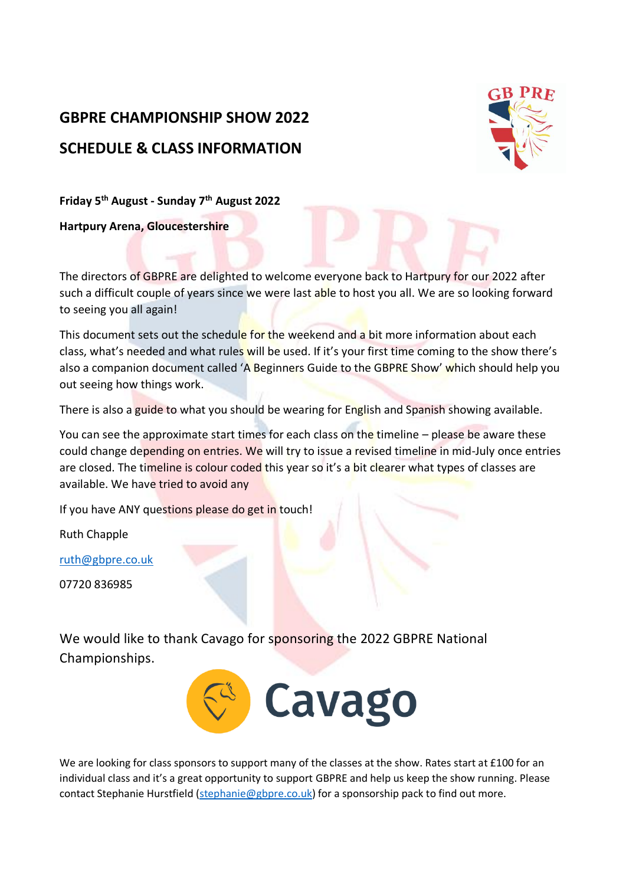# GBPRE CHAMPIONSHIP SHOW 2022

# SCHEDULE & CLASS INFORMATION

**Friday 5th August - Sunday 7th August 2022**

**Hartpury Arena, Gloucestershire**

The directors of GBPRE are delighted to welcome everyone back to Hartpury for our 2022 after such a difficult couple of years since we were last able to host you all. We are so looking forward to seeing you all again!

This document sets out the schedule for the weekend and a bit more information about each class, what's needed and what rules will be used. If it's your first time coming to the show there's also a companion document called 'A Beginners Guide to the GBPRE Show' which should help you out seeing how things work.

There is also a guide to what you should be wearing for English and Spanish showing available.

You can see the approximate start times for each class on the timeline – please be aware these could change depending on entries. We will try to issue a revised timeline in mid-July once entries are closed. The timeline is colour coded this year so it's a bit clearer what types of classes are available. We have tried to avoid any

If you have ANY questions please do get in touch!

Ruth Chapple

ruth@gbpre.co.uk

07720 836985

We would like to thank Cavago for sponsoring the 2022 GBPRE National Championships.

Cavago

We are looking for class sponsors to support many of the classes at the show. Rates start at £100 for an individual class and it's a great opportunity to support GBPRE and help us keep the show running. Please contact Stephanie Hurstfield (stephanie@gbpre.co.uk) for a sponsorship pack to find out more.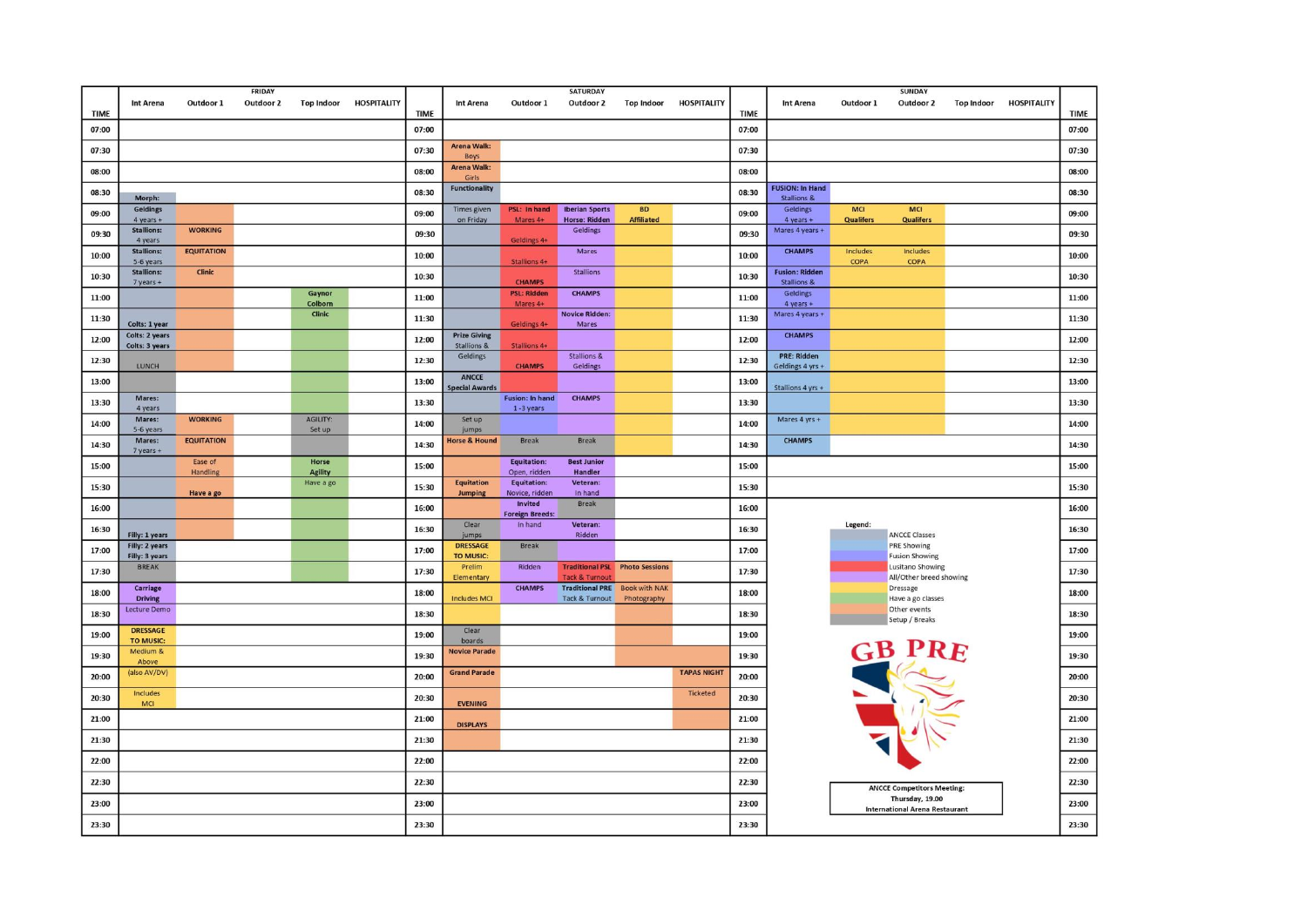## FRIDAY

| TIME | Int Arena | Outdoor 1 | Outdoor 2 | Top Indoor | HOSPITALITY |
|---|---|---|---|---|---|
| 07:00 | | | | | |
| 07:30 | | | | | |
| 08:00 | | | | | |
| 08:30 | Morph: | | | | |
| 09:00 | Geldings 4 years + | | | | |
| 09:30 | Stallions: 4 years | WORKING | | | |
| 10:00 | Stallions: 5-6 years | EQUITATION | | | |
| 10:30 | Stallions: 7 years + | Clinic | | | |
| 11:00 | | | | Gaynor Colborn | |
| 11:30 | Colts: 1 year | | | Clinic | |
| 12:00 | Colts: 2 years Colts: 3 years | | | | |
| 12:30 | LUNCH | | | | |
| 13:00 | | | | | |
| 13:30 | Mares: 4 years | | | | |
| 14:00 | Mares: 5-6 years | WORKING | | AGILITY: Set up | |
| 14:30 | Mares: 7 years + | EQUITATION | | | |
| 15:00 | | Ease of Handling | | Horse Agility | |
| 15:30 | | Have a go | | Have a go | |
| 16:00 | | | | | |
| 16:30 | Filly: 1 years | | | | |
| 17:00 | Filly: 2 years Filly: 3 years | | | | |
| 17:30 | BREAK | | | | |
| 18:00 | Carriage Driving | | | | |
| 18:30 | Lecture Demo | | | | |
| 19:00 | DRESSAGE TO MUSIC: | | | | |
| 19:30 | Medium & Above | | | | |
| 20:00 | (also AV/DV) | | | | |
| 20:30 | Includes MCI | | | | |
| 21:00 | | | | | |
| 21:30 | | | | | |
| 22:00 | | | | | |
| 22:30 | | | | | |
| 23:00 | | | | | |
| 23:30 | | | | | |

## SATURDAY

| TIME | Int Arena | Outdoor 1 | Outdoor 2 | Top Indoor | HOSPITALITY |
|---|---|---|---|---|---|
| 07:00 | | | | | |
| 07:30 | Arena Walk: Boys | | | | |
| 08:00 | Arena Walk: Girls | | | | |
| 08:30 | Functionality | | | | |
| 09:00 | Times given on Friday | PSL: In hand Mares 4+ | Iberian Sports Horse: Ridden | BD Affiliated | |
| 09:30 | | Geldings 4+ | Geldings | | |
| 10:00 | | Stallions 4+ | Mares | | |
| 10:30 | | CHAMPS | Stallions | | |
| 11:00 | | PSL: Ridden Mares 4+ | CHAMPS | | |
| 11:30 | | Geldings 4+ | Novice Ridden: Mares | | |
| 12:00 | Prize Giving Stallions & | Stallions 4+ | | | |
| 12:30 | Geldings | CHAMPS | Stallions & Geldings | | |
| 13:00 | ANCCE Special Awards | | | | |
| 13:30 | | Fusion: In hand 1-3 years | CHAMPS | | |
| 14:00 | Set up jumps | | | | |
| 14:30 | Horse & Hound | Break | Break | | |
| 15:00 | | Equitation: Open, ridden | Best Junior Handler | | |
| 15:30 | Equitation Jumping | Equitation: Novice, ridden | Veteran: In hand | | |
| 16:00 | | Invited Foreign Breeds: | Break | | |
| 16:30 | Clear jumps | In hand | Veteran: Ridden | | |
| 17:00 | DRESSAGE TO MUSIC: | Break | | | |
| 17:30 | Prelim Elementary | Ridden | Traditional PSL Tack & Turnout | Photo Sessions | |
| 18:00 | Includes MCI | CHAMPS | Traditional PRE Tack & Turnout | Book with NAK Photography | |
| 18:30 | | | | | |
| 19:00 | Clear boards | | | | |
| 19:30 | Novice Parade | | | | |
| 20:00 | Grand Parade | | | | TAPAS NIGHT |
| 20:30 | EVENING | | | | Ticketed |
| 21:00 | DISPLAYS | | | | |
| 21:30 | | | | | |
| 22:00 | | | | | |
| 22:30 | | | | | |
| 23:00 | | | | | |
| 23:30 | | | | | |

## SUNDAY

| TIME | Int Arena | Outdoor 1 | Outdoor 2 | Top Indoor | HOSPITALITY |
|---|---|---|---|---|---|
| 07:00 | | | | | |
| 07:30 | | | | | |
| 08:00 | | | | | |
| 08:30 | FUSION: In Hand Stallions & | | | | |
| 09:00 | Geldings 4 years + | MCI Qualifers | MCI Qualifers | | |
| 09:30 | Mares 4 years + | | | | |
| 10:00 | CHAMPS | Includes COPA | Includes COPA | | |
| 10:30 | Fusion: Ridden Stallions & | | | | |
| 11:00 | Geldings 4 years + | | | | |
| 11:30 | Mares 4 years + | | | | |
| 12:00 | CHAMPS | | | | |
| 12:30 | PRE: Ridden Geldings 4 yrs + | | | | |
| 13:00 | Stallions 4 yrs + | | | | |
| 13:30 | | | | | |
| 14:00 | Mares 4 yrs + | | | | |
| 14:30 | CHAMPS | | | | |
| 15:00 – 23:30 | | | | | |

**Legend:**

- ANCCE Classes
- PRE Showing
- Fusion Showing
- Lusitano Showing
- All/Other breed showing
- Dressage
- Have a go classes
- Other events
- Setup / Breaks

GB PRE

**ANCCE Competitors Meeting:**
**Thursday, 19.00**
**International Arena Restaurant**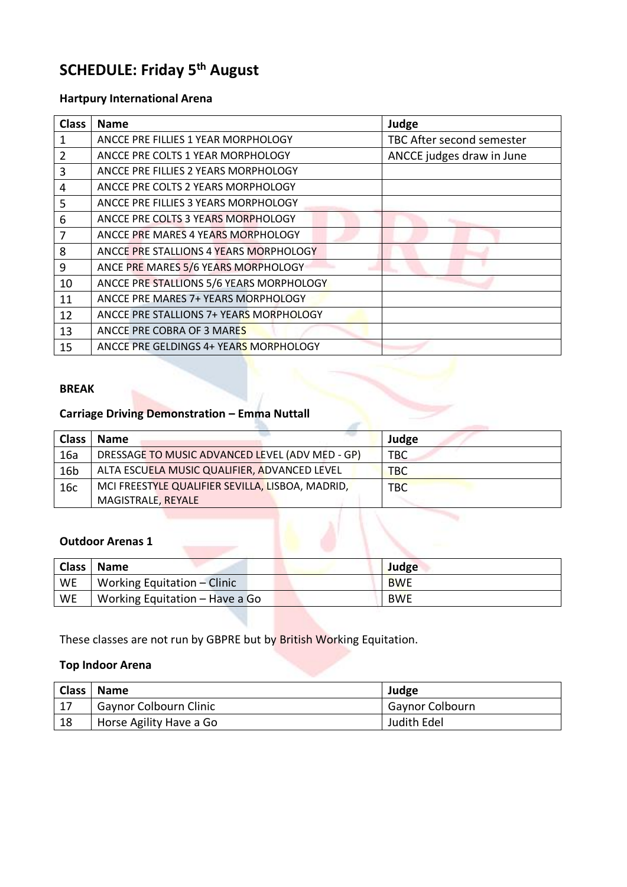# SCHEDULE: Friday 5th August

### Hartpury International Arena

| Class | Name | Judge |
| --- | --- | --- |
| 1 | ANCCE PRE FILLIES 1 YEAR MORPHOLOGY | TBC After second semester |
| 2 | ANCCE PRE COLTS 1 YEAR MORPHOLOGY | ANCCE judges draw in June |
| 3 | ANCCE PRE FILLIES 2 YEARS MORPHOLOGY | |
| 4 | ANCCE PRE COLTS 2 YEARS MORPHOLOGY | |
| 5 | ANCCE PRE FILLIES 3 YEARS MORPHOLOGY | |
| 6 | ANCCE PRE COLTS 3 YEARS MORPHOLOGY | |
| 7 | ANCCE PRE MARES 4 YEARS MORPHOLOGY | |
| 8 | ANCCE PRE STALLIONS 4 YEARS MORPHOLOGY | |
| 9 | ANCE PRE MARES 5/6 YEARS MORPHOLOGY | |
| 10 | ANCCE PRE STALLIONS 5/6 YEARS MORPHOLOGY | |
| 11 | ANCCE PRE MARES 7+ YEARS MORPHOLOGY | |
| 12 | ANCCE PRE STALLIONS 7+ YEARS MORPHOLOGY | |
| 13 | ANCCE PRE COBRA OF 3 MARES | |
| 15 | ANCCE PRE GELDINGS 4+ YEARS MORPHOLOGY | |

**BREAK**

**Carriage Driving Demonstration – Emma Nuttall**

| Class | Name | Judge |
| --- | --- | --- |
| 16a | DRESSAGE TO MUSIC ADVANCED LEVEL (ADV MED - GP) | TBC |
| 16b | ALTA ESCUELA MUSIC QUALIFIER, ADVANCED LEVEL | TBC |
| 16c | MCI FREESTYLE QUALIFIER SEVILLA, LISBOA, MADRID, MAGISTRALE, REYALE | TBC |

### Outdoor Arenas 1

| Class | Name | Judge |
| --- | --- | --- |
| WE | Working Equitation – Clinic | BWE |
| WE | Working Equitation – Have a Go | BWE |

These classes are not run by GBPRE but by British Working Equitation.

### Top Indoor Arena

| Class | Name | Judge |
| --- | --- | --- |
| 17 | Gaynor Colbourn Clinic | Gaynor Colbourn |
| 18 | Horse Agility Have a Go | Judith Edel |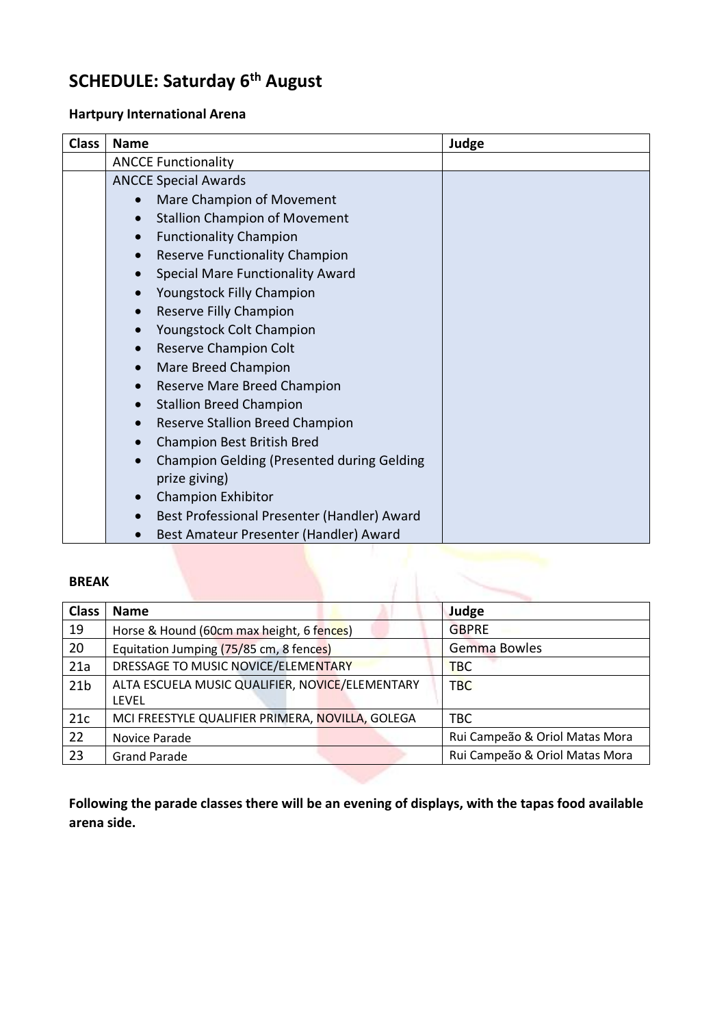# SCHEDULE: Saturday 6th August

**Hartpury International Arena**

| Class | Name | Judge |
|---|---|---|
| | ANCCE Functionality | |
| | ANCCE Special Awards<br>• Mare Champion of Movement<br>• Stallion Champion of Movement<br>• Functionality Champion<br>• Reserve Functionality Champion<br>• Special Mare Functionality Award<br>• Youngstock Filly Champion<br>• Reserve Filly Champion<br>• Youngstock Colt Champion<br>• Reserve Champion Colt<br>• Mare Breed Champion<br>• Reserve Mare Breed Champion<br>• Stallion Breed Champion<br>• Reserve Stallion Breed Champion<br>• Champion Best British Bred<br>• Champion Gelding (Presented during Gelding prize giving)<br>• Champion Exhibitor<br>• Best Professional Presenter (Handler) Award<br>• Best Amateur Presenter (Handler) Award | |

**BREAK**

| Class | Name | Judge |
|---|---|---|
| 19 | Horse & Hound (60cm max height, 6 fences) | GBPRE |
| 20 | Equitation Jumping (75/85 cm, 8 fences) | Gemma Bowles |
| 21a | DRESSAGE TO MUSIC NOVICE/ELEMENTARY | TBC |
| 21b | ALTA ESCUELA MUSIC QUALIFIER, NOVICE/ELEMENTARY LEVEL | TBC |
| 21c | MCI FREESTYLE QUALIFIER PRIMERA, NOVILLA, GOLEGA | TBC |
| 22 | Novice Parade | Rui Campeão & Oriol Matas Mora |
| 23 | Grand Parade | Rui Campeão & Oriol Matas Mora |

**Following the parade classes there will be an evening of displays, with the tapas food available arena side.**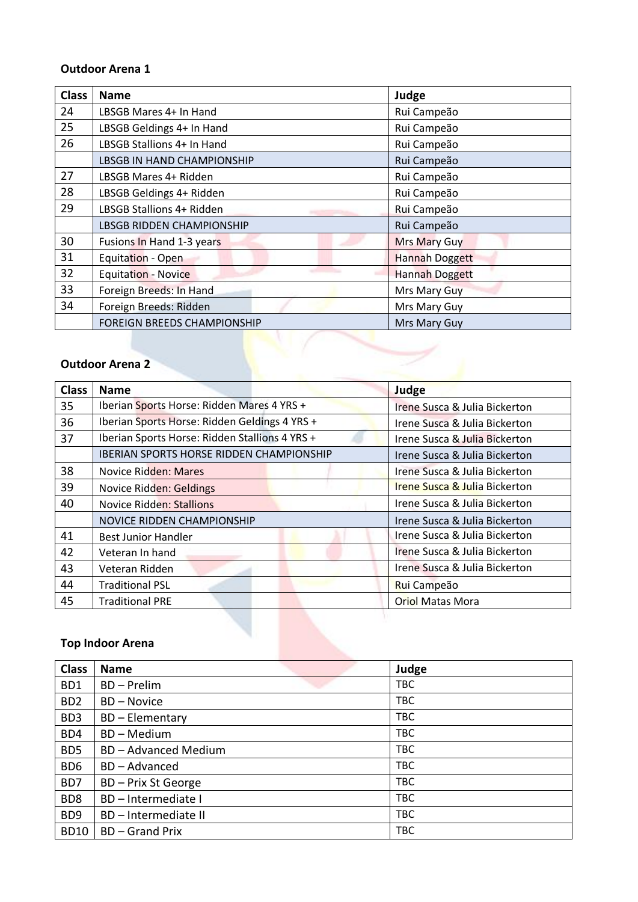**Outdoor Arena 1**

| Class | Name | Judge |
| --- | --- | --- |
| 24 | LBSGB Mares 4+ In Hand | Rui Campeão |
| 25 | LBSGB Geldings 4+ In Hand | Rui Campeão |
| 26 | LBSGB Stallions 4+ In Hand | Rui Campeão |
| | LBSGB IN HAND CHAMPIONSHIP | Rui Campeão |
| 27 | LBSGB Mares 4+ Ridden | Rui Campeão |
| 28 | LBSGB Geldings 4+ Ridden | Rui Campeão |
| 29 | LBSGB Stallions 4+ Ridden | Rui Campeão |
| | LBSGB RIDDEN CHAMPIONSHIP | Rui Campeão |
| 30 | Fusions In Hand 1-3 years | Mrs Mary Guy |
| 31 | Equitation - Open | Hannah Doggett |
| 32 | Equitation - Novice | Hannah Doggett |
| 33 | Foreign Breeds: In Hand | Mrs Mary Guy |
| 34 | Foreign Breeds: Ridden | Mrs Mary Guy |
| | FOREIGN BREEDS CHAMPIONSHIP | Mrs Mary Guy |

**Outdoor Arena 2**

| Class | Name | Judge |
| --- | --- | --- |
| 35 | Iberian Sports Horse: Ridden Mares 4 YRS + | Irene Susca & Julia Bickerton |
| 36 | Iberian Sports Horse: Ridden Geldings 4 YRS + | Irene Susca & Julia Bickerton |
| 37 | Iberian Sports Horse: Ridden Stallions 4 YRS + | Irene Susca & Julia Bickerton |
| | IBERIAN SPORTS HORSE RIDDEN CHAMPIONSHIP | Irene Susca & Julia Bickerton |
| 38 | Novice Ridden: Mares | Irene Susca & Julia Bickerton |
| 39 | Novice Ridden: Geldings | Irene Susca & Julia Bickerton |
| 40 | Novice Ridden: Stallions | Irene Susca & Julia Bickerton |
| | NOVICE RIDDEN CHAMPIONSHIP | Irene Susca & Julia Bickerton |
| 41 | Best Junior Handler | Irene Susca & Julia Bickerton |
| 42 | Veteran In hand | Irene Susca & Julia Bickerton |
| 43 | Veteran Ridden | Irene Susca & Julia Bickerton |
| 44 | Traditional PSL | Rui Campeão |
| 45 | Traditional PRE | Oriol Matas Mora |

**Top Indoor Arena**

| Class | Name | Judge |
| --- | --- | --- |
| BD1 | BD – Prelim | TBC |
| BD2 | BD – Novice | TBC |
| BD3 | BD – Elementary | TBC |
| BD4 | BD – Medium | TBC |
| BD5 | BD – Advanced Medium | TBC |
| BD6 | BD – Advanced | TBC |
| BD7 | BD – Prix St George | TBC |
| BD8 | BD – Intermediate I | TBC |
| BD9 | BD – Intermediate II | TBC |
| BD10 | BD – Grand Prix | TBC |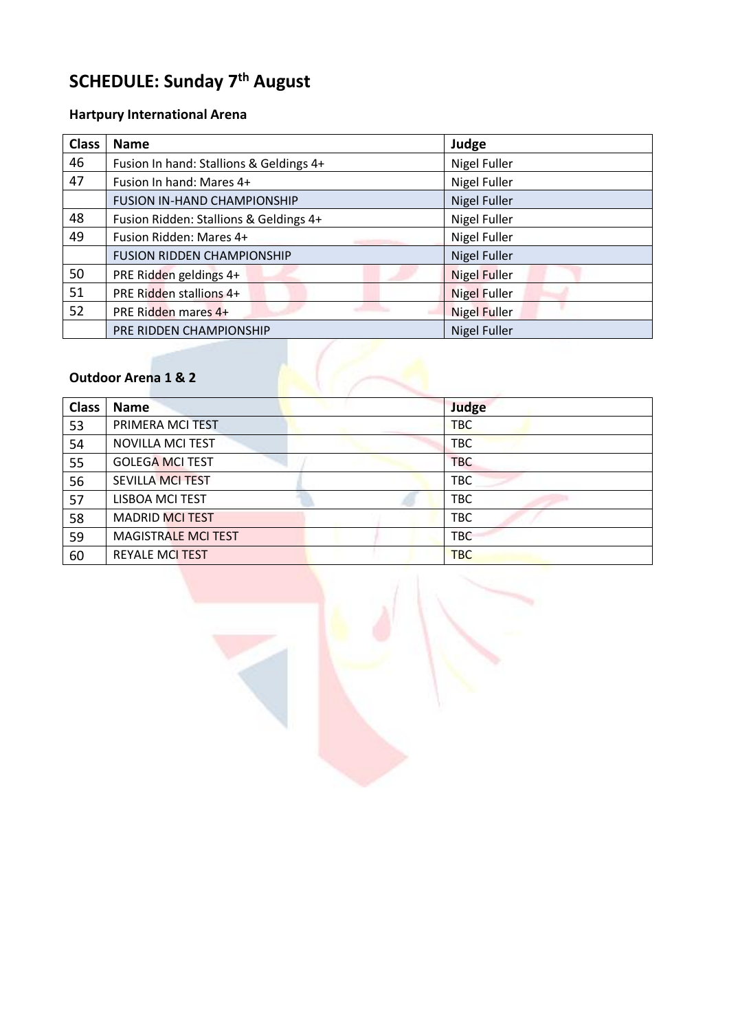# SCHEDULE: Sunday 7th August

### Hartpury International Arena

| Class | Name | Judge |
|---|---|---|
| 46 | Fusion In hand: Stallions & Geldings 4+ | Nigel Fuller |
| 47 | Fusion In hand: Mares 4+ | Nigel Fuller |
| | FUSION IN-HAND CHAMPIONSHIP | Nigel Fuller |
| 48 | Fusion Ridden: Stallions & Geldings 4+ | Nigel Fuller |
| 49 | Fusion Ridden: Mares 4+ | Nigel Fuller |
| | FUSION RIDDEN CHAMPIONSHIP | Nigel Fuller |
| 50 | PRE Ridden geldings 4+ | Nigel Fuller |
| 51 | PRE Ridden stallions 4+ | Nigel Fuller |
| 52 | PRE Ridden mares 4+ | Nigel Fuller |
| | PRE RIDDEN CHAMPIONSHIP | Nigel Fuller |

### Outdoor Arena 1 & 2

| Class | Name | Judge |
|---|---|---|
| 53 | PRIMERA MCI TEST | TBC |
| 54 | NOVILLA MCI TEST | TBC |
| 55 | GOLEGA MCI TEST | TBC |
| 56 | SEVILLA MCI TEST | TBC |
| 57 | LISBOA MCI TEST | TBC |
| 58 | MADRID MCI TEST | TBC |
| 59 | MAGISTRALE MCI TEST | TBC |
| 60 | REYALE MCI TEST | TBC |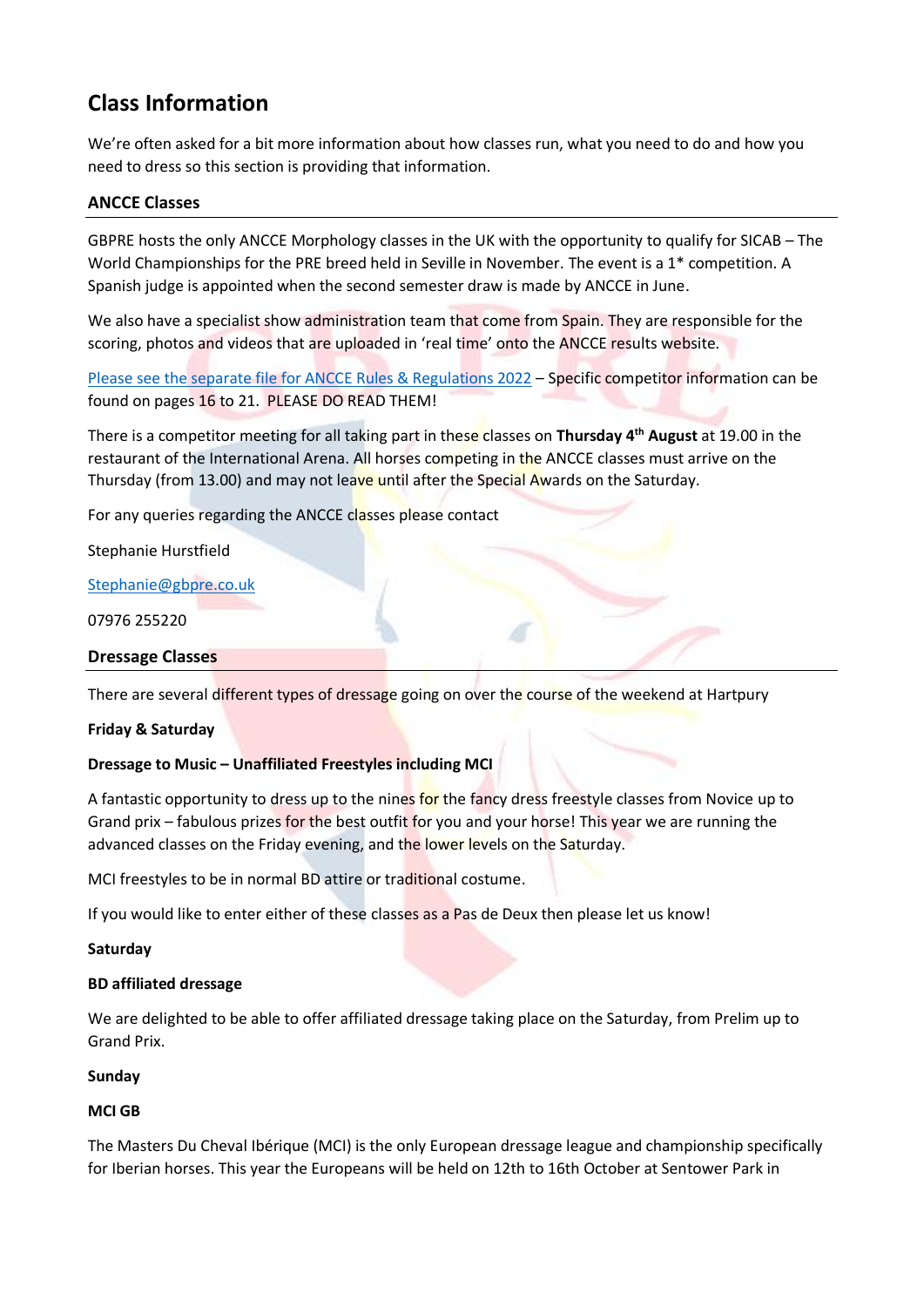# Class Information

We're often asked for a bit more information about how classes run, what you need to do and how you need to dress so this section is providing that information.

## ANCCE Classes

GBPRE hosts the only ANCCE Morphology classes in the UK with the opportunity to qualify for SICAB – The World Championships for the PRE breed held in Seville in November. The event is a 1* competition. A Spanish judge is appointed when the second semester draw is made by ANCCE in June.

We also have a specialist show administration team that come from Spain. They are responsible for the scoring, photos and videos that are uploaded in 'real time' onto the ANCCE results website.

Please see the separate file for ANCCE Rules & Regulations 2022 – Specific competitor information can be found on pages 16 to 21. PLEASE DO READ THEM!

There is a competitor meeting for all taking part in these classes on **Thursday 4th August** at 19.00 in the restaurant of the International Arena. All horses competing in the ANCCE classes must arrive on the Thursday (from 13.00) and may not leave until after the Special Awards on the Saturday.

For any queries regarding the ANCCE classes please contact

Stephanie Hurstfield

Stephanie@gbpre.co.uk

07976 255220

## Dressage Classes

There are several different types of dressage going on over the course of the weekend at Hartpury

**Friday & Saturday**

**Dressage to Music – Unaffiliated Freestyles including MCI**

A fantastic opportunity to dress up to the nines for the fancy dress freestyle classes from Novice up to Grand prix – fabulous prizes for the best outfit for you and your horse! This year we are running the advanced classes on the Friday evening, and the lower levels on the Saturday.

MCI freestyles to be in normal BD attire or traditional costume.

If you would like to enter either of these classes as a Pas de Deux then please let us know!

**Saturday**

**BD affiliated dressage**

We are delighted to be able to offer affiliated dressage taking place on the Saturday, from Prelim up to Grand Prix.

**Sunday**

**MCI GB**

The Masters Du Cheval Ibérique (MCI) is the only European dressage league and championship specifically for Iberian horses. This year the Europeans will be held on 12th to 16th October at Sentower Park in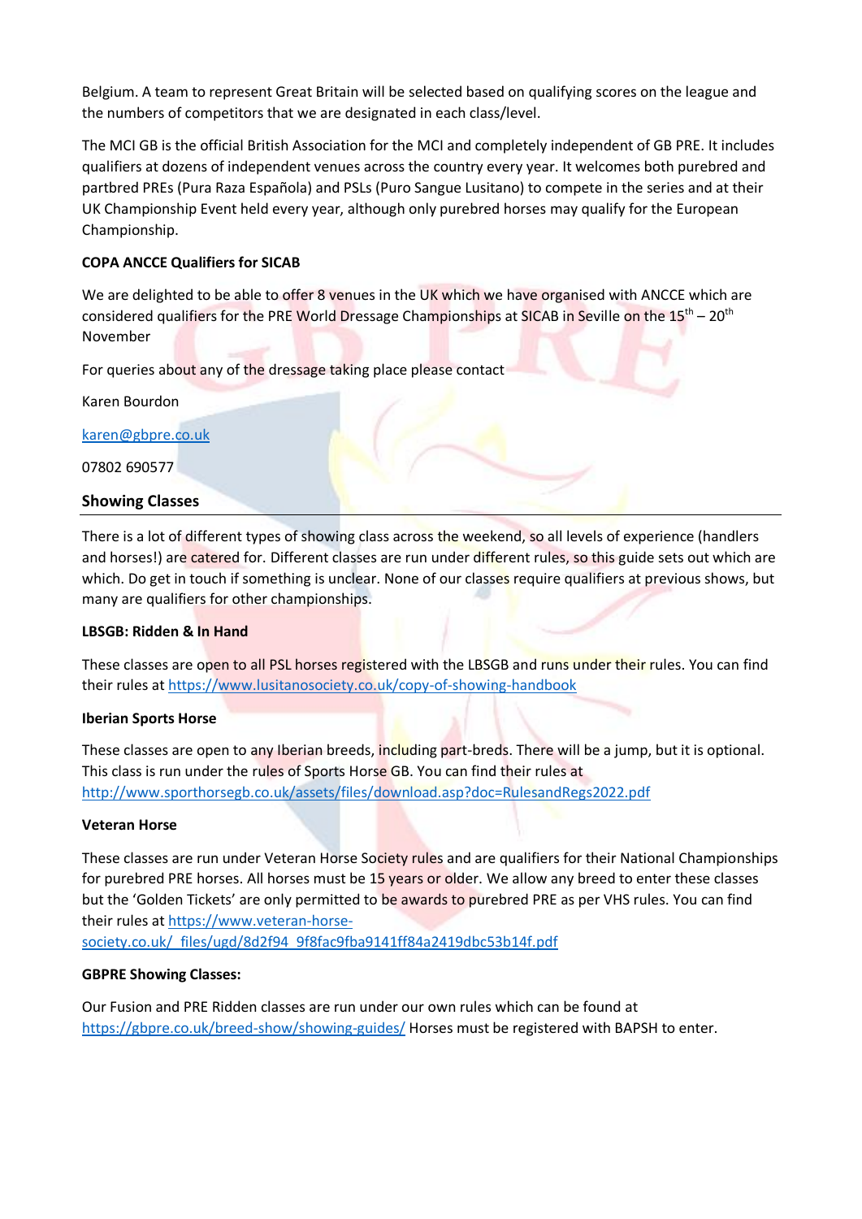Belgium. A team to represent Great Britain will be selected based on qualifying scores on the league and the numbers of competitors that we are designated in each class/level.

The MCI GB is the official British Association for the MCI and completely independent of GB PRE. It includes qualifiers at dozens of independent venues across the country every year. It welcomes both purebred and partbred PREs (Pura Raza Española) and PSLs (Puro Sangue Lusitano) to compete in the series and at their UK Championship Event held every year, although only purebred horses may qualify for the European Championship.

**COPA ANCCE Qualifiers for SICAB**

We are delighted to be able to offer 8 venues in the UK which we have organised with ANCCE which are considered qualifiers for the PRE World Dressage Championships at SICAB in Seville on the 15th – 20th November

For queries about any of the dressage taking place please contact

Karen Bourdon

karen@gbpre.co.uk

07802 690577

## Showing Classes

There is a lot of different types of showing class across the weekend, so all levels of experience (handlers and horses!) are catered for. Different classes are run under different rules, so this guide sets out which are which. Do get in touch if something is unclear. None of our classes require qualifiers at previous shows, but many are qualifiers for other championships.

**LBSGB: Ridden & In Hand**

These classes are open to all PSL horses registered with the LBSGB and runs under their rules. You can find their rules at https://www.lusitanosociety.co.uk/copy-of-showing-handbook

**Iberian Sports Horse**

These classes are open to any Iberian breeds, including part-breds. There will be a jump, but it is optional. This class is run under the rules of Sports Horse GB. You can find their rules at http://www.sporthorsegb.co.uk/assets/files/download.asp?doc=RulesandRegs2022.pdf

**Veteran Horse**

These classes are run under Veteran Horse Society rules and are qualifiers for their National Championships for purebred PRE horses. All horses must be 15 years or older. We allow any breed to enter these classes but the 'Golden Tickets' are only permitted to be awards to purebred PRE as per VHS rules. You can find their rules at https://www.veteran-horse-society.co.uk/_files/ugd/8d2f94_9f8fac9fba9141ff84a2419dbc53b14f.pdf

**GBPRE Showing Classes:**

Our Fusion and PRE Ridden classes are run under our own rules which can be found at https://gbpre.co.uk/breed-show/showing-guides/ Horses must be registered with BAPSH to enter.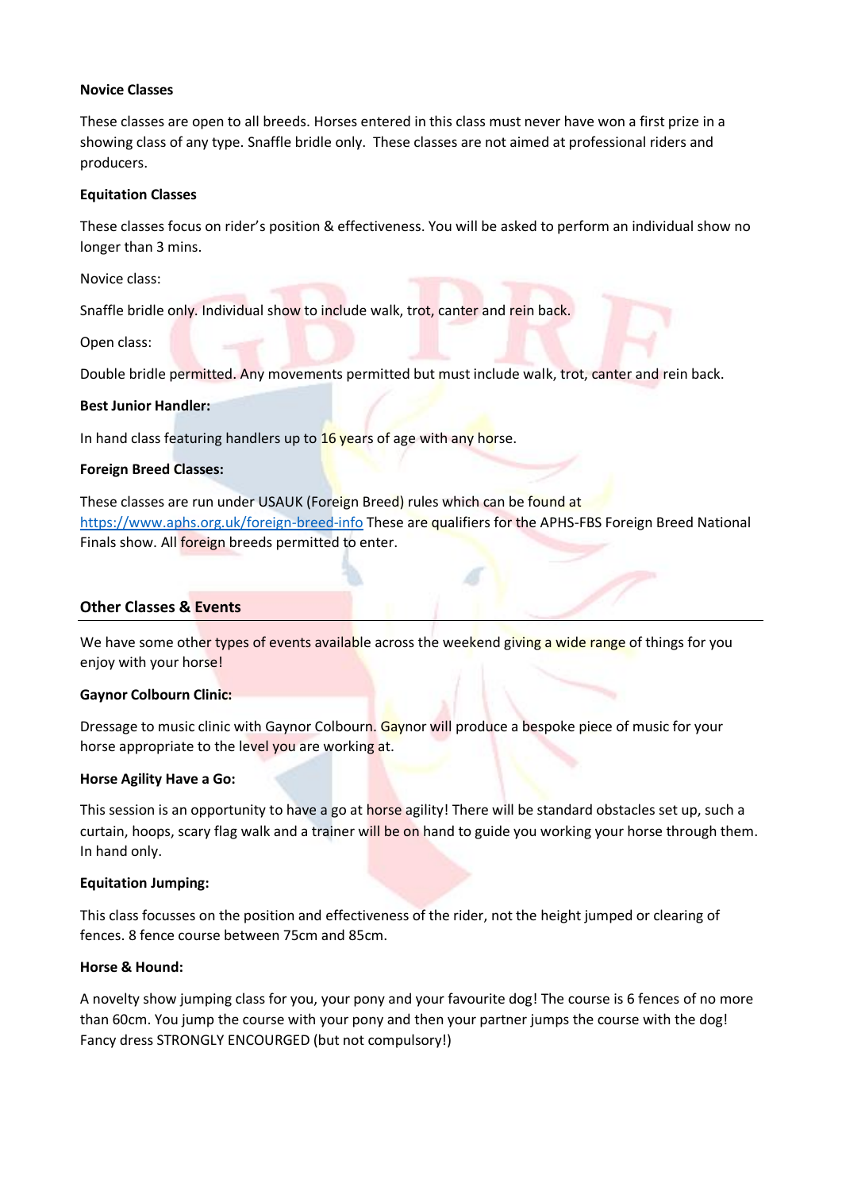**Novice Classes**

These classes are open to all breeds. Horses entered in this class must never have won a first prize in a showing class of any type. Snaffle bridle only. These classes are not aimed at professional riders and producers.

**Equitation Classes**

These classes focus on rider's position & effectiveness. You will be asked to perform an individual show no longer than 3 mins.

Novice class:

Snaffle bridle only. Individual show to include walk, trot, canter and rein back.

Open class:

Double bridle permitted. Any movements permitted but must include walk, trot, canter and rein back.

**Best Junior Handler:**

In hand class featuring handlers up to 16 years of age with any horse.

**Foreign Breed Classes:**

These classes are run under USAUK (Foreign Breed) rules which can be found at https://www.aphs.org.uk/foreign-breed-info These are qualifiers for the APHS-FBS Foreign Breed National Finals show. All foreign breeds permitted to enter.

## Other Classes & Events

We have some other types of events available across the weekend giving a wide range of things for you enjoy with your horse!

**Gaynor Colbourn Clinic:**

Dressage to music clinic with Gaynor Colbourn. Gaynor will produce a bespoke piece of music for your horse appropriate to the level you are working at.

**Horse Agility Have a Go:**

This session is an opportunity to have a go at horse agility! There will be standard obstacles set up, such a curtain, hoops, scary flag walk and a trainer will be on hand to guide you working your horse through them. In hand only.

**Equitation Jumping:**

This class focusses on the position and effectiveness of the rider, not the height jumped or clearing of fences. 8 fence course between 75cm and 85cm.

**Horse & Hound:**

A novelty show jumping class for you, your pony and your favourite dog! The course is 6 fences of no more than 60cm. You jump the course with your pony and then your partner jumps the course with the dog! Fancy dress STRONGLY ENCOURGED (but not compulsory!)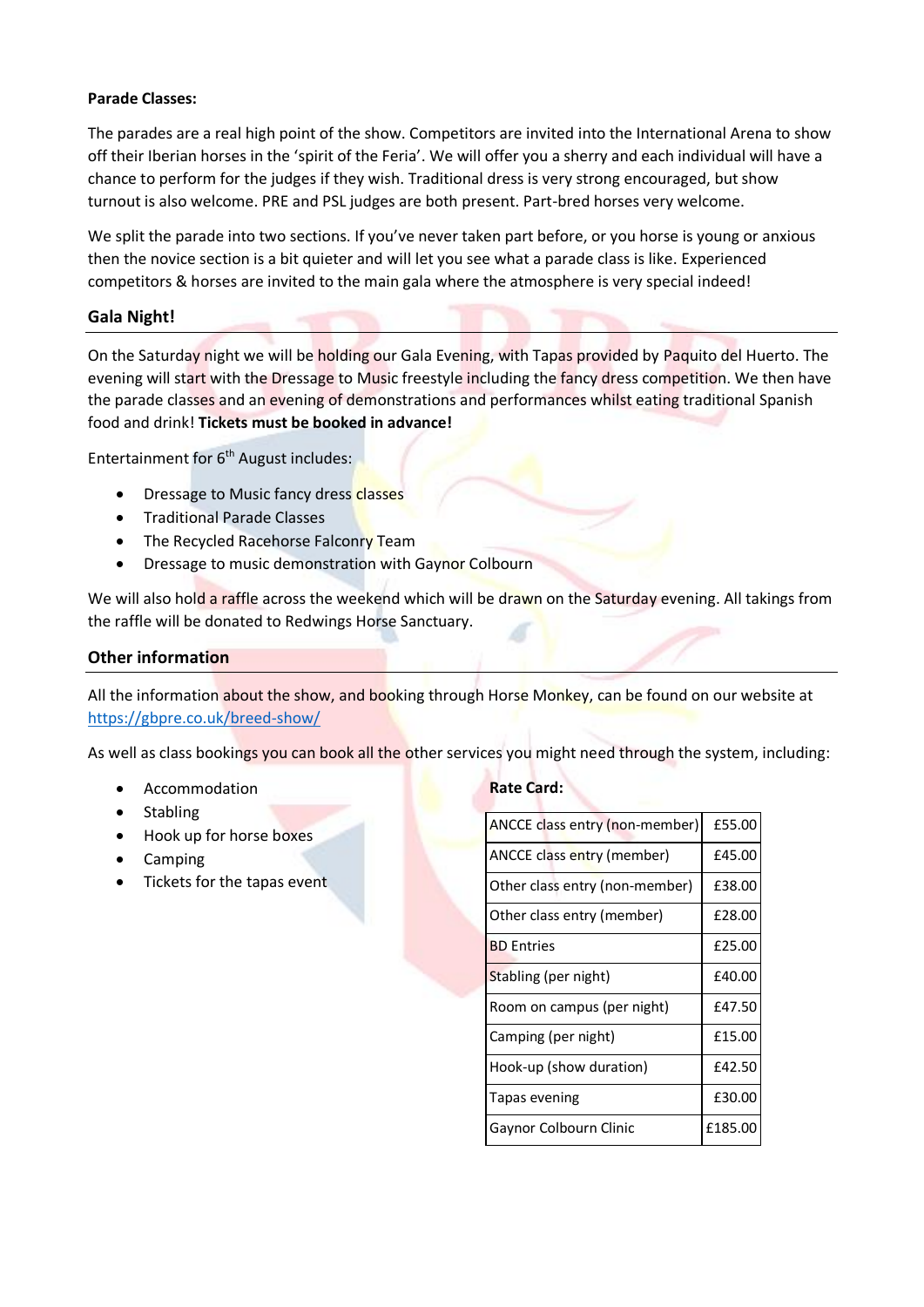**Parade Classes:**

The parades are a real high point of the show. Competitors are invited into the International Arena to show off their Iberian horses in the 'spirit of the Feria'. We will offer you a sherry and each individual will have a chance to perform for the judges if they wish. Traditional dress is very strong encouraged, but show turnout is also welcome. PRE and PSL judges are both present. Part-bred horses very welcome.

We split the parade into two sections. If you've never taken part before, or you horse is young or anxious then the novice section is a bit quieter and will let you see what a parade class is like. Experienced competitors & horses are invited to the main gala where the atmosphere is very special indeed!

## Gala Night!

On the Saturday night we will be holding our Gala Evening, with Tapas provided by Paquito del Huerto. The evening will start with the Dressage to Music freestyle including the fancy dress competition. We then have the parade classes and an evening of demonstrations and performances whilst eating traditional Spanish food and drink! **Tickets must be booked in advance!**

Entertainment for 6th August includes:

- Dressage to Music fancy dress classes
- Traditional Parade Classes
- The Recycled Racehorse Falconry Team
- Dressage to music demonstration with Gaynor Colbourn

We will also hold a raffle across the weekend which will be drawn on the Saturday evening. All takings from the raffle will be donated to Redwings Horse Sanctuary.

## Other information

All the information about the show, and booking through Horse Monkey, can be found on our website at https://gbpre.co.uk/breed-show/

As well as class bookings you can book all the other services you might need through the system, including:

- Accommodation
- Stabling
- Hook up for horse boxes
- Camping
- Tickets for the tapas event

**Rate Card:**

| Item | Price |
|---|---|
| ANCCE class entry (non-member) | £55.00 |
| ANCCE class entry (member) | £45.00 |
| Other class entry (non-member) | £38.00 |
| Other class entry (member) | £28.00 |
| BD Entries | £25.00 |
| Stabling (per night) | £40.00 |
| Room on campus (per night) | £47.50 |
| Camping (per night) | £15.00 |
| Hook-up (show duration) | £42.50 |
| Tapas evening | £30.00 |
| Gaynor Colbourn Clinic | £185.00 |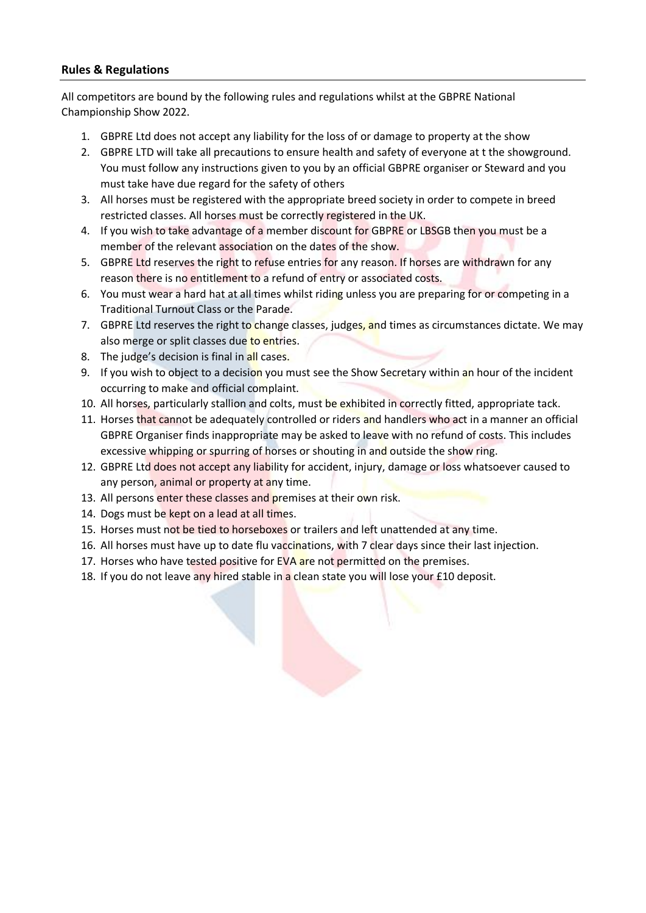**Rules & Regulations**

All competitors are bound by the following rules and regulations whilst at the GBPRE National Championship Show 2022.

1. GBPRE Ltd does not accept any liability for the loss of or damage to property at the show
2. GBPRE LTD will take all precautions to ensure health and safety of everyone at t the showground. You must follow any instructions given to you by an official GBPRE organiser or Steward and you must take have due regard for the safety of others
3. All horses must be registered with the appropriate breed society in order to compete in breed restricted classes. All horses must be correctly registered in the UK.
4. If you wish to take advantage of a member discount for GBPRE or LBSGB then you must be a member of the relevant association on the dates of the show.
5. GBPRE Ltd reserves the right to refuse entries for any reason. If horses are withdrawn for any reason there is no entitlement to a refund of entry or associated costs.
6. You must wear a hard hat at all times whilst riding unless you are preparing for or competing in a Traditional Turnout Class or the Parade.
7. GBPRE Ltd reserves the right to change classes, judges, and times as circumstances dictate. We may also merge or split classes due to entries.
8. The judge's decision is final in all cases.
9. If you wish to object to a decision you must see the Show Secretary within an hour of the incident occurring to make and official complaint.
10. All horses, particularly stallion and colts, must be exhibited in correctly fitted, appropriate tack.
11. Horses that cannot be adequately controlled or riders and handlers who act in a manner an official GBPRE Organiser finds inappropriate may be asked to leave with no refund of costs. This includes excessive whipping or spurring of horses or shouting in and outside the show ring.
12. GBPRE Ltd does not accept any liability for accident, injury, damage or loss whatsoever caused to any person, animal or property at any time.
13. All persons enter these classes and premises at their own risk.
14. Dogs must be kept on a lead at all times.
15. Horses must not be tied to horseboxes or trailers and left unattended at any time.
16. All horses must have up to date flu vaccinations, with 7 clear days since their last injection.
17. Horses who have tested positive for EVA are not permitted on the premises.
18. If you do not leave any hired stable in a clean state you will lose your £10 deposit.